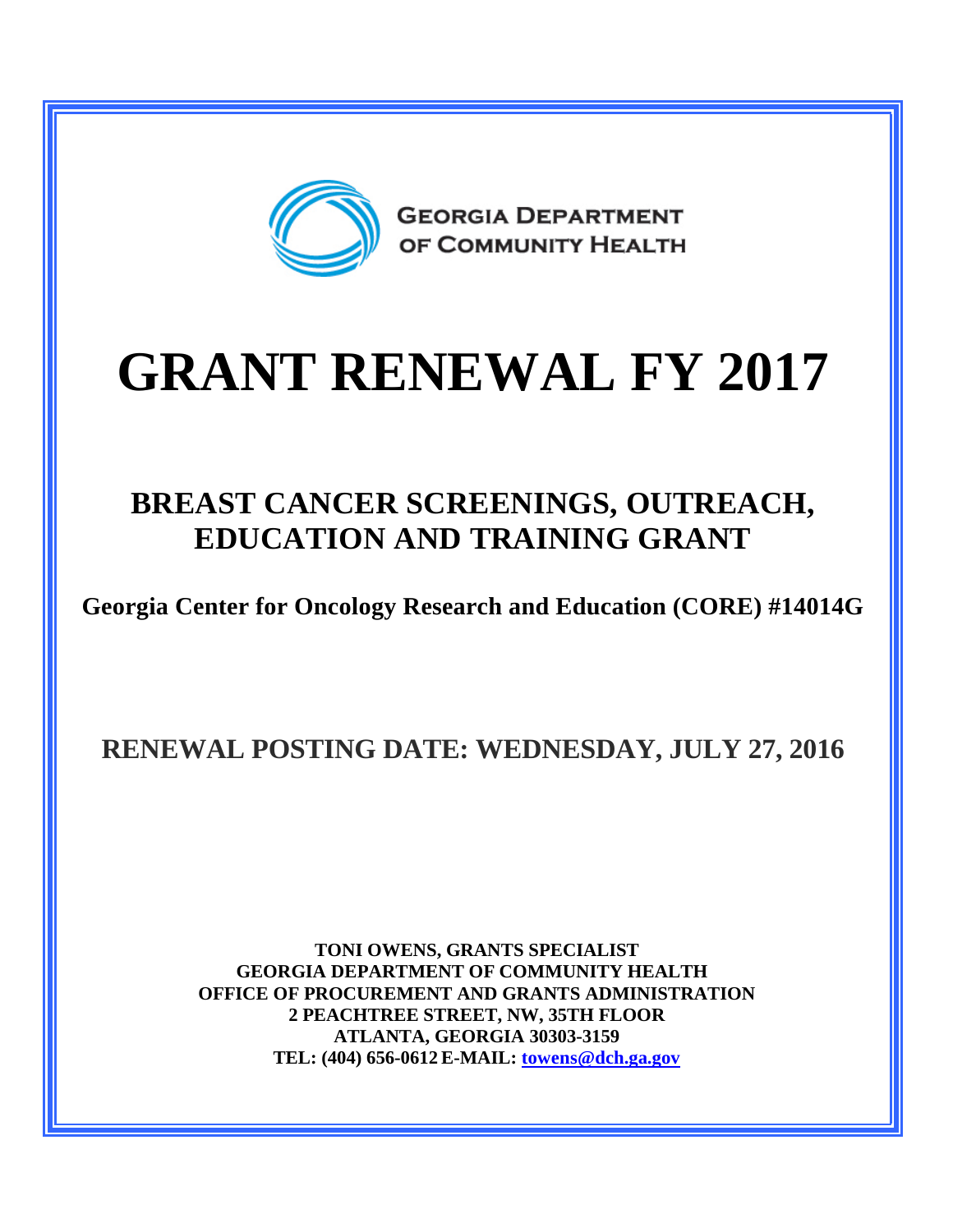GEORGIA DEPARTMENT OF COMMUNITY HEALTH

# GRANT RENEWAL FY 2017

## BREAST CANCER SCREENINGS, OUTREACH, EDUCATION AND TRAINING GRANT

**Georgia Center for Oncology Research and Education (CORE) #14014G**

**RENEWAL POSTING DATE: WEDNESDAY, JULY 27, 2016**

**TONI OWENS, GRANTS SPECIALIST**
**GEORGIA DEPARTMENT OF COMMUNITY HEALTH**
**OFFICE OF PROCUREMENT AND GRANTS ADMINISTRATION**
**2 PEACHTREE STREET, NW, 35TH FLOOR**
**ATLANTA, GEORGIA 30303-3159**
**TEL: (404) 656-0612 E-MAIL: towens@dch.ga.gov**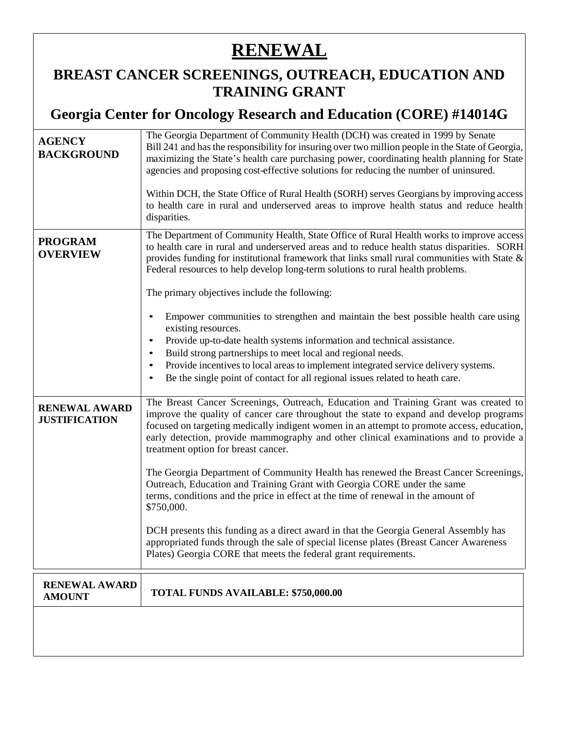# RENEWAL

## BREAST CANCER SCREENINGS, OUTREACH, EDUCATION AND TRAINING GRANT

## Georgia Center for Oncology Research and Education (CORE) #14014G

| | |
|---|---|
| **AGENCY BACKGROUND** | The Georgia Department of Community Health (DCH) was created in 1999 by Senate Bill 241 and has the responsibility for insuring over two million people in the State of Georgia, maximizing the State's health care purchasing power, coordinating health planning for State agencies and proposing cost-effective solutions for reducing the number of uninsured.<br><br>Within DCH, the State Office of Rural Health (SORH) serves Georgians by improving access to health care in rural and underserved areas to improve health status and reduce health disparities. |
| **PROGRAM OVERVIEW** | The Department of Community Health, State Office of Rural Health works to improve access to health care in rural and underserved areas and to reduce health status disparities. SORH provides funding for institutional framework that links small rural communities with State & Federal resources to help develop long-term solutions to rural health problems.<br><br>The primary objectives include the following:<br><br>• Empower communities to strengthen and maintain the best possible health care using existing resources.<br>• Provide up-to-date health systems information and technical assistance.<br>• Build strong partnerships to meet local and regional needs.<br>• Provide incentives to local areas to implement integrated service delivery systems.<br>• Be the single point of contact for all regional issues related to heath care. |
| **RENEWAL AWARD JUSTIFICATION** | The Breast Cancer Screenings, Outreach, Education and Training Grant was created to improve the quality of cancer care throughout the state to expand and develop programs focused on targeting medically indigent women in an attempt to promote access, education, early detection, provide mammography and other clinical examinations and to provide a treatment option for breast cancer.<br><br>The Georgia Department of Community Health has renewed the Breast Cancer Screenings, Outreach, Education and Training Grant with Georgia CORE under the same terms, conditions and the price in effect at the time of renewal in the amount of $750,000.<br><br>DCH presents this funding as a direct award in that the Georgia General Assembly has appropriated funds through the sale of special license plates (Breast Cancer Awareness Plates) Georgia CORE that meets the federal grant requirements. |

| | |
|---|---|
| **RENEWAL AWARD AMOUNT** | **TOTAL FUNDS AVAILABLE: $750,000.00** |